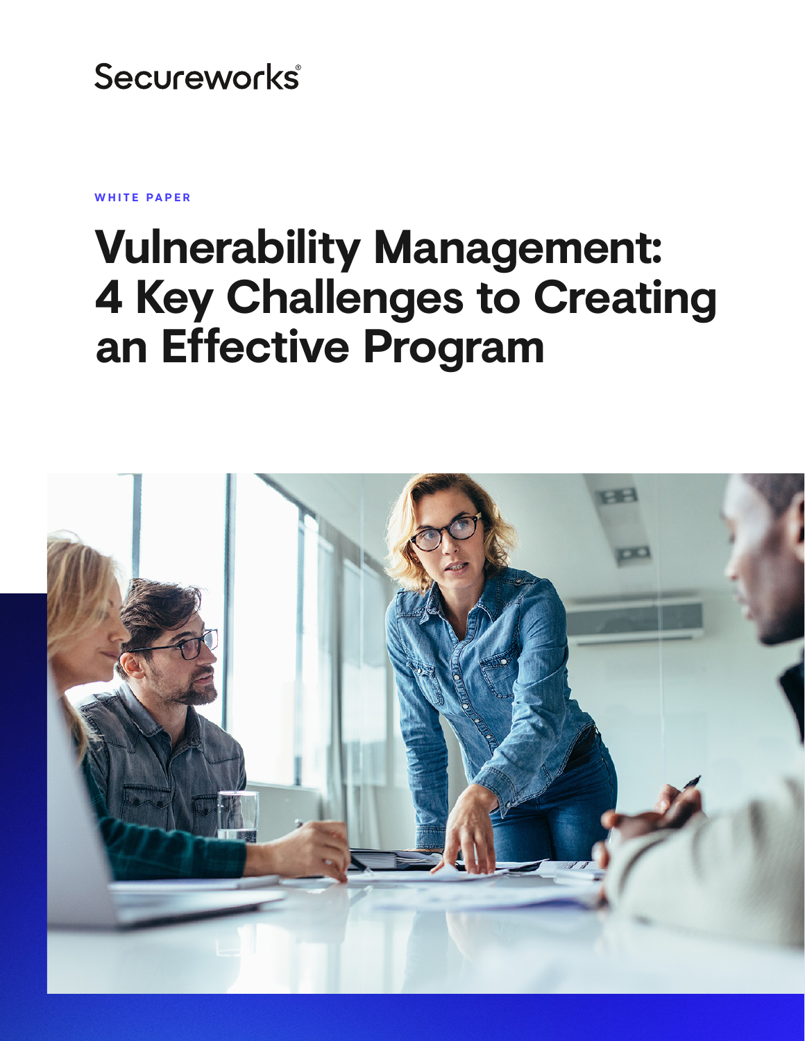Secureworks®

WHITE PAPER

# Vulnerability Management: 4 Key Challenges to Creating an Effective Program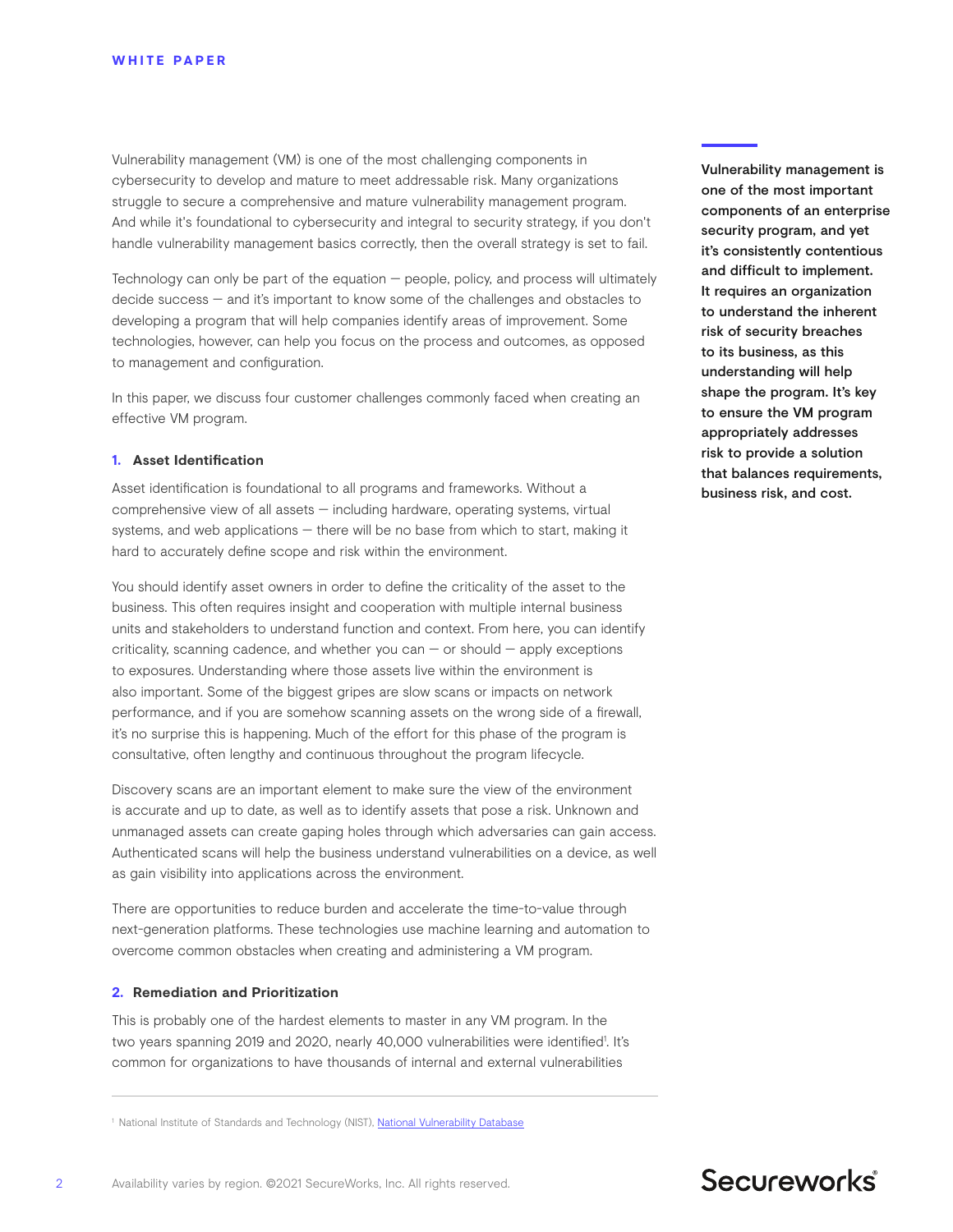Vulnerability management (VM) is one of the most challenging components in cybersecurity to develop and mature to meet addressable risk. Many organizations struggle to secure a comprehensive and mature vulnerability management program. And while it's foundational to cybersecurity and integral to security strategy, if you don't handle vulnerability management basics correctly, then the overall strategy is set to fail.

Technology can only be part of the equation — people, policy, and process will ultimately decide success — and it's important to know some of the challenges and obstacles to developing a program that will help companies identify areas of improvement. Some technologies, however, can help you focus on the process and outcomes, as opposed to management and configuration.

In this paper, we discuss four customer challenges commonly faced when creating an effective VM program.

**Vulnerability management is one of the most important components of an enterprise security program, and yet it's consistently contentious and difficult to implement. It requires an organization to understand the inherent risk of security breaches to its business, as this understanding will help shape the program. It's key to ensure the VM program appropriately addresses risk to provide a solution that balances requirements, business risk, and cost.**

### 1. Asset Identification

Asset identification is foundational to all programs and frameworks. Without a comprehensive view of all assets — including hardware, operating systems, virtual systems, and web applications — there will be no base from which to start, making it hard to accurately define scope and risk within the environment.

You should identify asset owners in order to define the criticality of the asset to the business. This often requires insight and cooperation with multiple internal business units and stakeholders to understand function and context. From here, you can identify criticality, scanning cadence, and whether you can — or should — apply exceptions to exposures. Understanding where those assets live within the environment is also important. Some of the biggest gripes are slow scans or impacts on network performance, and if you are somehow scanning assets on the wrong side of a firewall, it's no surprise this is happening. Much of the effort for this phase of the program is consultative, often lengthy and continuous throughout the program lifecycle.

Discovery scans are an important element to make sure the view of the environment is accurate and up to date, as well as to identify assets that pose a risk. Unknown and unmanaged assets can create gaping holes through which adversaries can gain access. Authenticated scans will help the business understand vulnerabilities on a device, as well as gain visibility into applications across the environment.

There are opportunities to reduce burden and accelerate the time-to-value through next-generation platforms. These technologies use machine learning and automation to overcome common obstacles when creating and administering a VM program.

### 2. Remediation and Prioritization

This is probably one of the hardest elements to master in any VM program. In the two years spanning 2019 and 2020, nearly 40,000 vulnerabilities were identified[1]. It's common for organizations to have thousands of internal and external vulnerabilities

---

[1] National Institute of Standards and Technology (NIST), National Vulnerability Database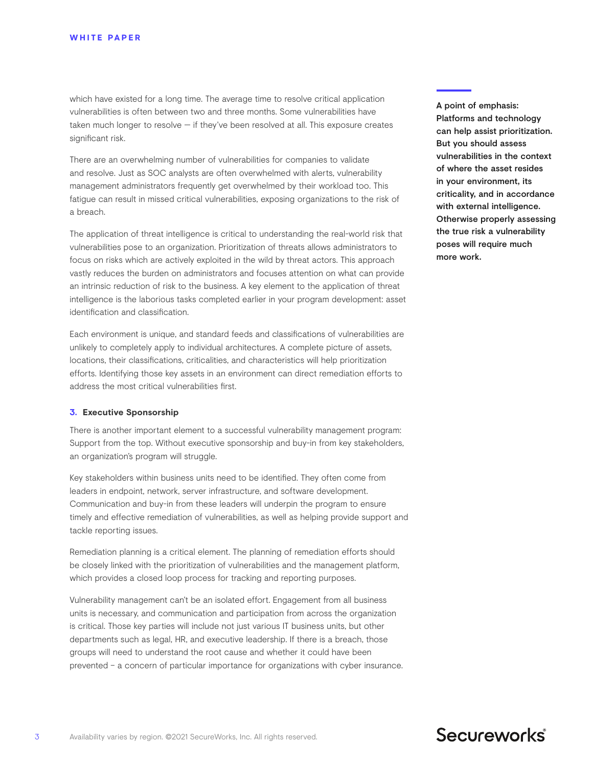which have existed for a long time. The average time to resolve critical application vulnerabilities is often between two and three months. Some vulnerabilities have taken much longer to resolve — if they've been resolved at all. This exposure creates significant risk.

There are an overwhelming number of vulnerabilities for companies to validate and resolve. Just as SOC analysts are often overwhelmed with alerts, vulnerability management administrators frequently get overwhelmed by their workload too. This fatigue can result in missed critical vulnerabilities, exposing organizations to the risk of a breach.

The application of threat intelligence is critical to understanding the real-world risk that vulnerabilities pose to an organization. Prioritization of threats allows administrators to focus on risks which are actively exploited in the wild by threat actors. This approach vastly reduces the burden on administrators and focuses attention on what can provide an intrinsic reduction of risk to the business. A key element to the application of threat intelligence is the laborious tasks completed earlier in your program development: asset identification and classification.

Each environment is unique, and standard feeds and classifications of vulnerabilities are unlikely to completely apply to individual architectures. A complete picture of assets, locations, their classifications, criticalities, and characteristics will help prioritization efforts. Identifying those key assets in an environment can direct remediation efforts to address the most critical vulnerabilities first.

**A point of emphasis: Platforms and technology can help assist prioritization. But you should assess vulnerabilities in the context of where the asset resides in your environment, its criticality, and in accordance with external intelligence. Otherwise properly assessing the true risk a vulnerability poses will require much more work.**

### 3. Executive Sponsorship

There is another important element to a successful vulnerability management program: Support from the top. Without executive sponsorship and buy-in from key stakeholders, an organization's program will struggle.

Key stakeholders within business units need to be identified. They often come from leaders in endpoint, network, server infrastructure, and software development. Communication and buy-in from these leaders will underpin the program to ensure timely and effective remediation of vulnerabilities, as well as helping provide support and tackle reporting issues.

Remediation planning is a critical element. The planning of remediation efforts should be closely linked with the prioritization of vulnerabilities and the management platform, which provides a closed loop process for tracking and reporting purposes.

Vulnerability management can't be an isolated effort. Engagement from all business units is necessary, and communication and participation from across the organization is critical. Those key parties will include not just various IT business units, but other departments such as legal, HR, and executive leadership. If there is a breach, those groups will need to understand the root cause and whether it could have been prevented – a concern of particular importance for organizations with cyber insurance.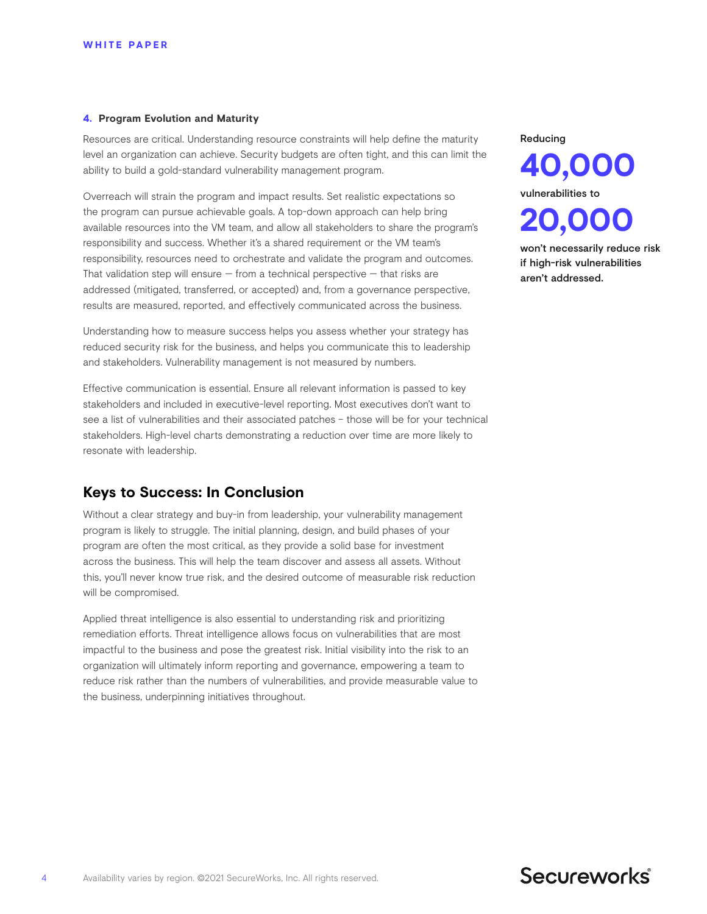#### 4. Program Evolution and Maturity

Resources are critical. Understanding resource constraints will help define the maturity level an organization can achieve. Security budgets are often tight, and this can limit the ability to build a gold-standard vulnerability management program.

Overreach will strain the program and impact results. Set realistic expectations so the program can pursue achievable goals. A top-down approach can help bring available resources into the VM team, and allow all stakeholders to share the program's responsibility and success. Whether it's a shared requirement or the VM team's responsibility, resources need to orchestrate and validate the program and outcomes. That validation step will ensure — from a technical perspective — that risks are addressed (mitigated, transferred, or accepted) and, from a governance perspective, results are measured, reported, and effectively communicated across the business.

Understanding how to measure success helps you assess whether your strategy has reduced security risk for the business, and helps you communicate this to leadership and stakeholders. Vulnerability management is not measured by numbers.

Effective communication is essential. Ensure all relevant information is passed to key stakeholders and included in executive-level reporting. Most executives don't want to see a list of vulnerabilities and their associated patches – those will be for your technical stakeholders. High-level charts demonstrating a reduction over time are more likely to resonate with leadership.

Reducing **40,000** vulnerabilities to **20,000** won't necessarily reduce risk if high-risk vulnerabilities aren't addressed.

## Keys to Success: In Conclusion

Without a clear strategy and buy-in from leadership, your vulnerability management program is likely to struggle. The initial planning, design, and build phases of your program are often the most critical, as they provide a solid base for investment across the business. This will help the team discover and assess all assets. Without this, you'll never know true risk, and the desired outcome of measurable risk reduction will be compromised.

Applied threat intelligence is also essential to understanding risk and prioritizing remediation efforts. Threat intelligence allows focus on vulnerabilities that are most impactful to the business and pose the greatest risk. Initial visibility into the risk to an organization will ultimately inform reporting and governance, empowering a team to reduce risk rather than the numbers of vulnerabilities, and provide measurable value to the business, underpinning initiatives throughout.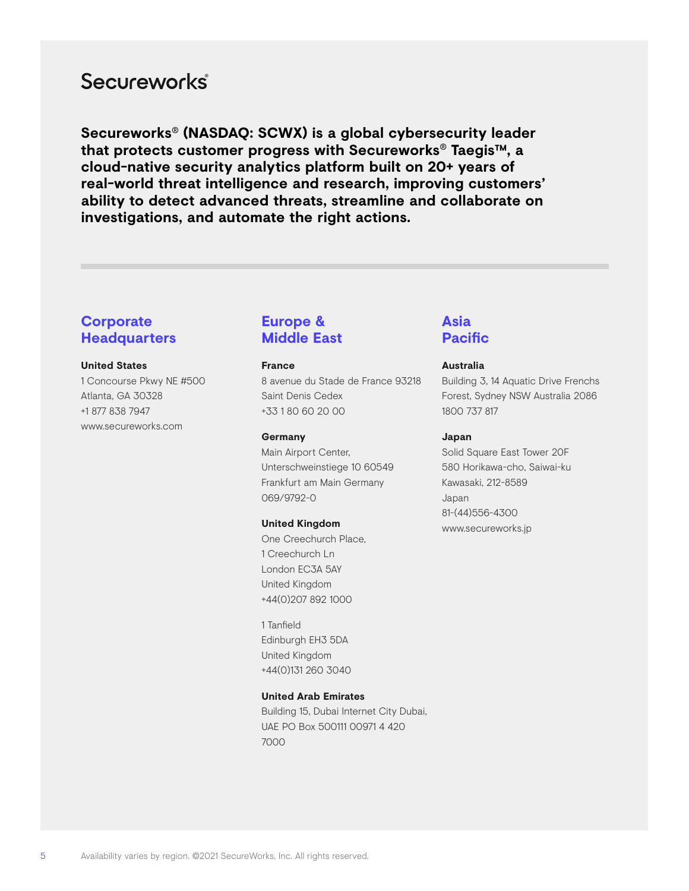# Secureworks®

**Secureworks® (NASDAQ: SCWX) is a global cybersecurity leader that protects customer progress with Secureworks® Taegis™, a cloud-native security analytics platform built on 20+ years of real-world threat intelligence and research, improving customers' ability to detect advanced threats, streamline and collaborate on investigations, and automate the right actions.**

## Corporate Headquarters

**United States**
1 Concourse Pkwy NE #500
Atlanta, GA 30328
+1 877 838 7947
www.secureworks.com

## Europe & Middle East

**France**
8 avenue du Stade de France 93218
Saint Denis Cedex
+33 1 80 60 20 00

**Germany**
Main Airport Center,
Unterschweinstiege 10 60549
Frankfurt am Main Germany
069/9792-0

**United Kingdom**
One Creechurch Place,
1 Creechurch Ln
London EC3A 5AY
United Kingdom
+44(0)207 892 1000

1 Tanfield
Edinburgh EH3 5DA
United Kingdom
+44(0)131 260 3040

**United Arab Emirates**
Building 15, Dubai Internet City Dubai,
UAE PO Box 500111 00971 4 420
7000

## Asia Pacific

**Australia**
Building 3, 14 Aquatic Drive Frenchs
Forest, Sydney NSW Australia 2086
1800 737 817

**Japan**
Solid Square East Tower 20F
580 Horikawa-cho, Saiwai-ku
Kawasaki, 212-8589
Japan
81-(44)556-4300
www.secureworks.jp

Availability varies by region. ©2021 SecureWorks, Inc. All rights reserved.